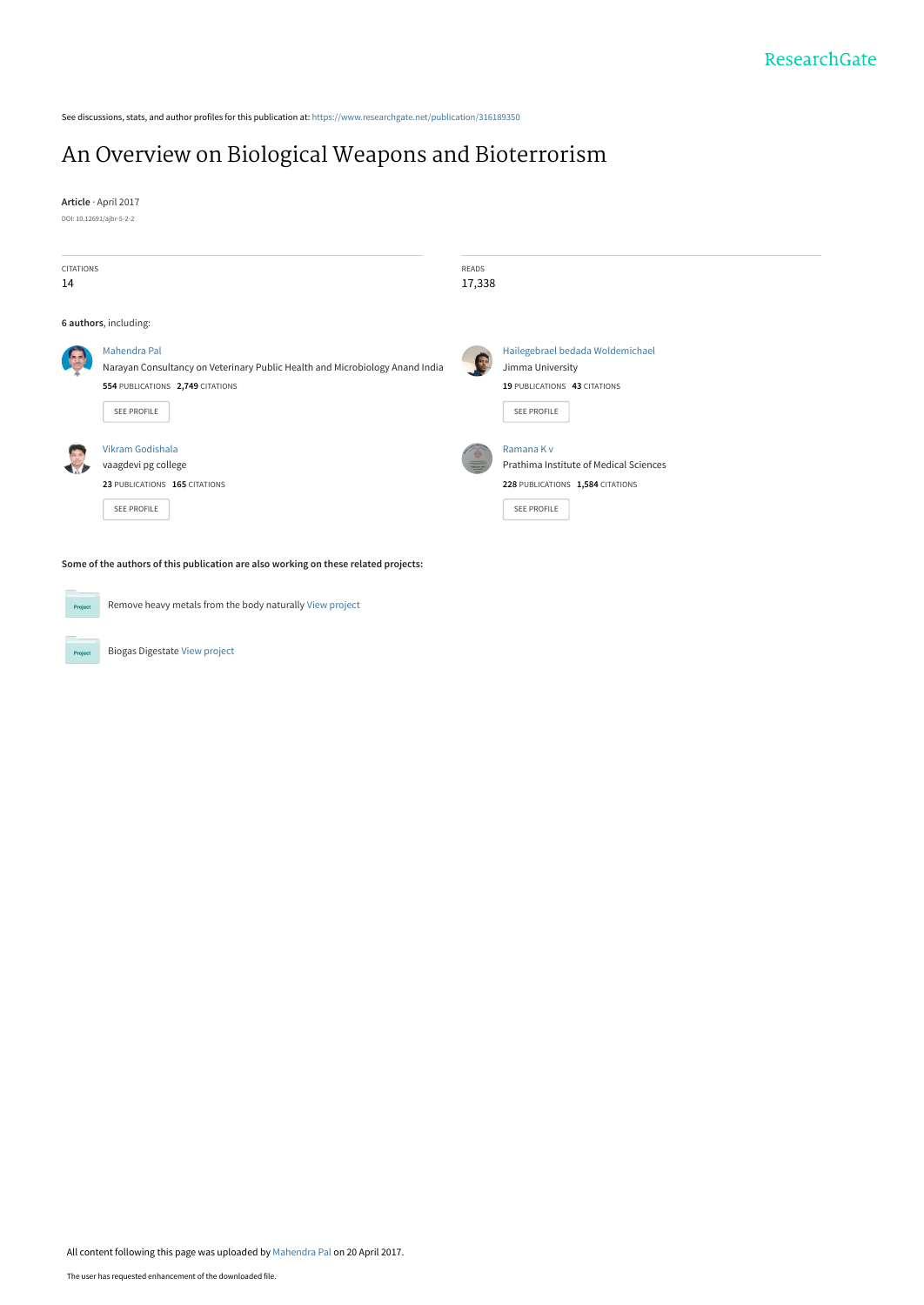See discussions, stats, and author profiles for this publication at: https://www.researchgate.net/publication/316189350

# An Overview on Biological Weapons and Bioterrorism

**Article** · April 2017

DOI: 10.12691/ajbr-5-2-2

| CITATIONS | READS |
|---|---|
| 14 | 17,338 |

**6 authors**, including:

**Mahendra Pal**
Narayan Consultancy on Veterinary Public Health and Microbiology Anand India
554 PUBLICATIONS 2,749 CITATIONS
SEE PROFILE

**Hailegebrael bedada Woldemichael**
Jimma University
19 PUBLICATIONS 43 CITATIONS
SEE PROFILE

**Vikram Godishala**
vaagdevi pg college
23 PUBLICATIONS 165 CITATIONS
SEE PROFILE

**Ramana K v**
Prathima Institute of Medical Sciences
228 PUBLICATIONS 1,584 CITATIONS
SEE PROFILE

**Some of the authors of this publication are also working on these related projects:**

Project: Remove heavy metals from the body naturally View project

Project: Biogas Digestate View project

All content following this page was uploaded by Mahendra Pal on 20 April 2017.

The user has requested enhancement of the downloaded file.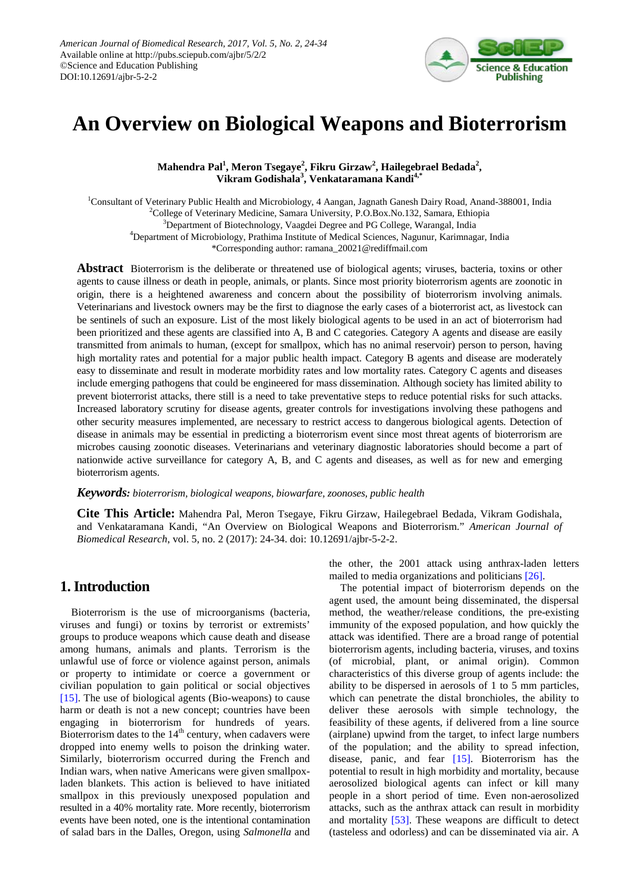# An Overview on Biological Weapons and Bioterrorism

**Mahendra Pal[1], Meron Tsegaye[2], Fikru Girzaw[2], Hailegebrael Bedada[2], Vikram Godishala[3], Venkataramana Kandi[4,*]**

[1]Consultant of Veterinary Public Health and Microbiology, 4 Aangan, Jagnath Ganesh Dairy Road, Anand-388001, India
[2]College of Veterinary Medicine, Samara University, P.O.Box.No.132, Samara, Ethiopia
[3]Department of Biotechnology, Vaagdei Degree and PG College, Warangal, India
[4]Department of Microbiology, Prathima Institute of Medical Sciences, Nagunur, Karimnagar, India
*Corresponding author: ramana_20021@rediffmail.com

**Abstract** Bioterrorism is the deliberate or threatened use of biological agents; viruses, bacteria, toxins or other agents to cause illness or death in people, animals, or plants. Since most priority bioterrorism agents are zoonotic in origin, there is a heightened awareness and concern about the possibility of bioterrorism involving animals. Veterinarians and livestock owners may be the first to diagnose the early cases of a bioterrorist act, as livestock can be sentinels of such an exposure. List of the most likely biological agents to be used in an act of bioterrorism had been prioritized and these agents are classified into A, B and C categories. Category A agents and disease are easily transmitted from animals to human, (except for smallpox, which has no animal reservoir) person to person, having high mortality rates and potential for a major public health impact. Category B agents and disease are moderately easy to disseminate and result in moderate morbidity rates and low mortality rates. Category C agents and diseases include emerging pathogens that could be engineered for mass dissemination. Although society has limited ability to prevent bioterrorist attacks, there still is a need to take preventative steps to reduce potential risks for such attacks. Increased laboratory scrutiny for disease agents, greater controls for investigations involving these pathogens and other security measures implemented, are necessary to restrict access to dangerous biological agents. Detection of disease in animals may be essential in predicting a bioterrorism event since most threat agents of bioterrorism are microbes causing zoonotic diseases. Veterinarians and veterinary diagnostic laboratories should become a part of nationwide active surveillance for category A, B, and C agents and diseases, as well as for new and emerging bioterrorism agents.

***Keywords:*** *bioterrorism, biological weapons, biowarfare, zoonoses, public health*

**Cite This Article:** Mahendra Pal, Meron Tsegaye, Fikru Girzaw, Hailegebrael Bedada, Vikram Godishala, and Venkataramana Kandi, "An Overview on Biological Weapons and Bioterrorism." *American Journal of Biomedical Research*, vol. 5, no. 2 (2017): 24-34. doi: 10.12691/ajbr-5-2-2.

## 1. Introduction

Bioterrorism is the use of microorganisms (bacteria, viruses and fungi) or toxins by terrorist or extremists' groups to produce weapons which cause death and disease among humans, animals and plants. Terrorism is the unlawful use of force or violence against person, animals or property to intimidate or coerce a government or civilian population to gain political or social objectives [15]. The use of biological agents (Bio-weapons) to cause harm or death is not a new concept; countries have been engaging in bioterrorism for hundreds of years. Bioterrorism dates to the 14th century, when cadavers were dropped into enemy wells to poison the drinking water. Similarly, bioterrorism occurred during the French and Indian wars, when native Americans were given smallpox-laden blankets. This action is believed to have initiated smallpox in this previously unexposed population and resulted in a 40% mortality rate. More recently, bioterrorism events have been noted, one is the intentional contamination of salad bars in the Dalles, Oregon, using *Salmonella* and the other, the 2001 attack using anthrax-laden letters mailed to media organizations and politicians [26].

The potential impact of bioterrorism depends on the agent used, the amount being disseminated, the dispersal method, the weather/release conditions, the pre-existing immunity of the exposed population, and how quickly the attack was identified. There are a broad range of potential bioterrorism agents, including bacteria, viruses, and toxins (of microbial, plant, or animal origin). Common characteristics of this diverse group of agents include: the ability to be dispersed in aerosols of 1 to 5 mm particles, which can penetrate the distal bronchioles, the ability to deliver these aerosols with simple technology, the feasibility of these agents, if delivered from a line source (airplane) upwind from the target, to infect large numbers of the population; and the ability to spread infection, disease, panic, and fear [15]. Bioterrorism has the potential to result in high morbidity and mortality, because aerosolized biological agents can infect or kill many people in a short period of time. Even non-aerosolized attacks, such as the anthrax attack can result in morbidity and mortality [53]. These weapons are difficult to detect (tasteless and odorless) and can be disseminated via air. A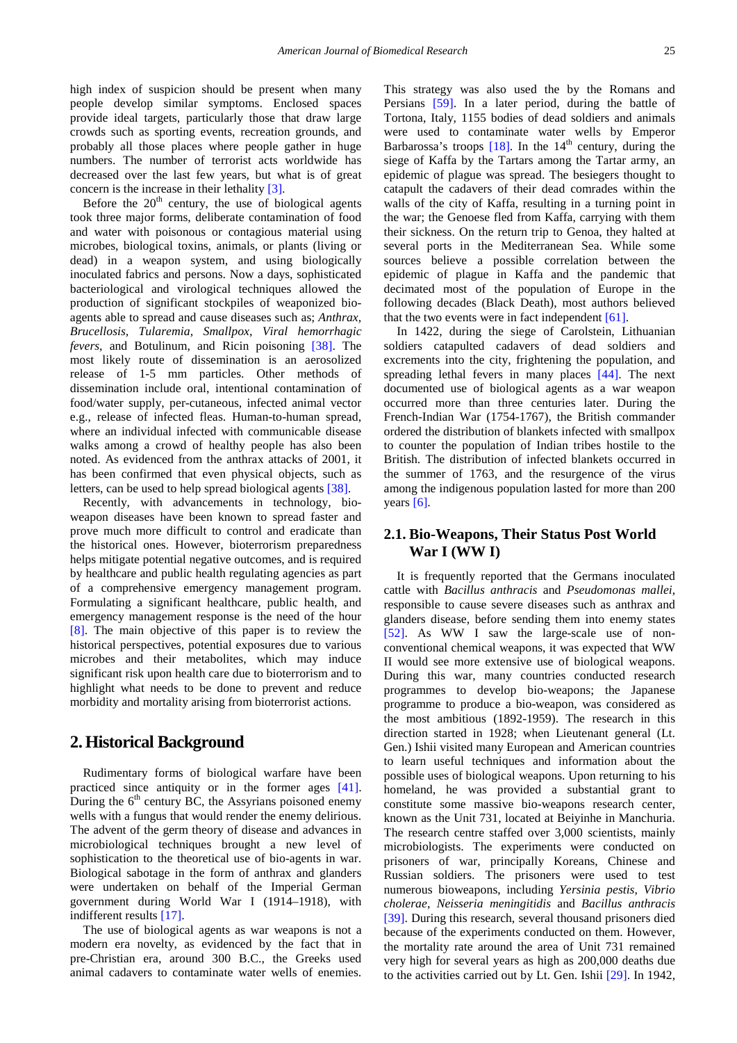high index of suspicion should be present when many people develop similar symptoms. Enclosed spaces provide ideal targets, particularly those that draw large crowds such as sporting events, recreation grounds, and probably all those places where people gather in huge numbers. The number of terrorist acts worldwide has decreased over the last few years, but what is of great concern is the increase in their lethality [3].

Before the 20th century, the use of biological agents took three major forms, deliberate contamination of food and water with poisonous or contagious material using microbes, biological toxins, animals, or plants (living or dead) in a weapon system, and using biologically inoculated fabrics and persons. Now a days, sophisticated bacteriological and virological techniques allowed the production of significant stockpiles of weaponized bio-agents able to spread and cause diseases such as; *Anthrax*, *Brucellosis*, *Tularemia*, *Smallpox*, *Viral hemorrhagic fevers*, and Botulinum, and Ricin poisoning [38]. The most likely route of dissemination is an aerosolized release of 1-5 mm particles. Other methods of dissemination include oral, intentional contamination of food/water supply, per-cutaneous, infected animal vector e.g., release of infected fleas. Human-to-human spread, where an individual infected with communicable disease walks among a crowd of healthy people has also been noted. As evidenced from the anthrax attacks of 2001, it has been confirmed that even physical objects, such as letters, can be used to help spread biological agents [38].

Recently, with advancements in technology, bio-weapon diseases have been known to spread faster and prove much more difficult to control and eradicate than the historical ones. However, bioterrorism preparedness helps mitigate potential negative outcomes, and is required by healthcare and public health regulating agencies as part of a comprehensive emergency management program. Formulating a significant healthcare, public health, and emergency management response is the need of the hour [8]. The main objective of this paper is to review the historical perspectives, potential exposures due to various microbes and their metabolites, which may induce significant risk upon health care due to bioterrorism and to highlight what needs to be done to prevent and reduce morbidity and mortality arising from bioterrorist actions.

# 2. Historical Background

Rudimentary forms of biological warfare have been practiced since antiquity or in the former ages [41]. During the 6th century BC, the Assyrians poisoned enemy wells with a fungus that would render the enemy delirious. The advent of the germ theory of disease and advances in microbiological techniques brought a new level of sophistication to the theoretical use of bio-agents in war. Biological sabotage in the form of anthrax and glanders were undertaken on behalf of the Imperial German government during World War I (1914–1918), with indifferent results [17].

The use of biological agents as war weapons is not a modern era novelty, as evidenced by the fact that in pre-Christian era, around 300 B.C., the Greeks used animal cadavers to contaminate water wells of enemies. This strategy was also used the by the Romans and Persians [59]. In a later period, during the battle of Tortona, Italy, 1155 bodies of dead soldiers and animals were used to contaminate water wells by Emperor Barbarossa's troops [18]. In the 14th century, during the siege of Kaffa by the Tartars among the Tartar army, an epidemic of plague was spread. The besiegers thought to catapult the cadavers of their dead comrades within the walls of the city of Kaffa, resulting in a turning point in the war; the Genoese fled from Kaffa, carrying with them their sickness. On the return trip to Genoa, they halted at several ports in the Mediterranean Sea. While some sources believe a possible correlation between the epidemic of plague in Kaffa and the pandemic that decimated most of the population of Europe in the following decades (Black Death), most authors believed that the two events were in fact independent [61].

In 1422, during the siege of Carolstein, Lithuanian soldiers catapulted cadavers of dead soldiers and excrements into the city, frightening the population, and spreading lethal fevers in many places [44]. The next documented use of biological agents as a war weapon occurred more than three centuries later. During the French-Indian War (1754-1767), the British commander ordered the distribution of blankets infected with smallpox to counter the population of Indian tribes hostile to the British. The distribution of infected blankets occurred in the summer of 1763, and the resurgence of the virus among the indigenous population lasted for more than 200 years [6].

## 2.1. Bio-Weapons, Their Status Post World War I (WW I)

It is frequently reported that the Germans inoculated cattle with *Bacillus anthracis* and *Pseudomonas mallei*, responsible to cause severe diseases such as anthrax and glanders disease, before sending them into enemy states [52]. As WW I saw the large-scale use of non-conventional chemical weapons, it was expected that WW II would see more extensive use of biological weapons. During this war, many countries conducted research programmes to develop bio-weapons; the Japanese programme to produce a bio-weapon, was considered as the most ambitious (1892-1959). The research in this direction started in 1928; when Lieutenant general (Lt. Gen.) Ishii visited many European and American countries to learn useful techniques and information about the possible uses of biological weapons. Upon returning to his homeland, he was provided a substantial grant to constitute some massive bio-weapons research center, known as the Unit 731, located at Beiyinhe in Manchuria. The research centre staffed over 3,000 scientists, mainly microbiologists. The experiments were conducted on prisoners of war, principally Koreans, Chinese and Russian soldiers. The prisoners were used to test numerous bioweapons, including *Yersinia pestis*, *Vibrio cholerae*, *Neisseria meningitidis* and *Bacillus anthracis* [39]. During this research, several thousand prisoners died because of the experiments conducted on them. However, the mortality rate around the area of Unit 731 remained very high for several years as high as 200,000 deaths due to the activities carried out by Lt. Gen. Ishii [29]. In 1942,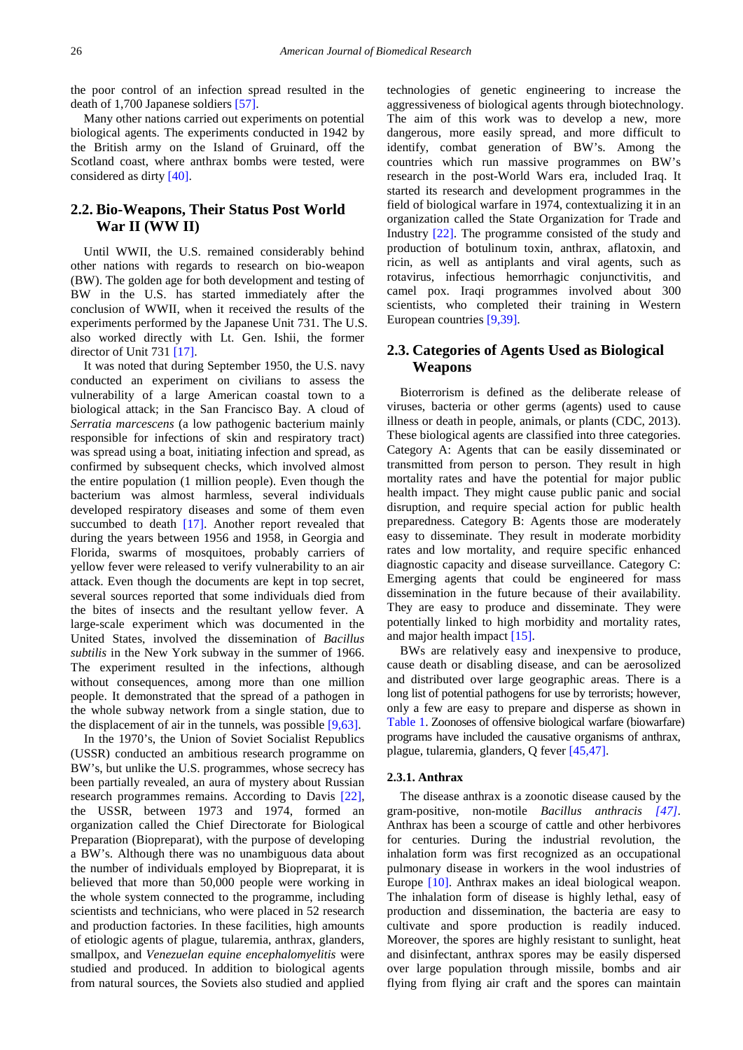the poor control of an infection spread resulted in the death of 1,700 Japanese soldiers [57].

Many other nations carried out experiments on potential biological agents. The experiments conducted in 1942 by the British army on the Island of Gruinard, off the Scotland coast, where anthrax bombs were tested, were considered as dirty [40].

## 2.2. Bio-Weapons, Their Status Post World War II (WW II)

Until WWII, the U.S. remained considerably behind other nations with regards to research on bio-weapon (BW). The golden age for both development and testing of BW in the U.S. has started immediately after the conclusion of WWII, when it received the results of the experiments performed by the Japanese Unit 731. The U.S. also worked directly with Lt. Gen. Ishii, the former director of Unit 731 [17].

It was noted that during September 1950, the U.S. navy conducted an experiment on civilians to assess the vulnerability of a large American coastal town to a biological attack; in the San Francisco Bay. A cloud of *Serratia marcescens* (a low pathogenic bacterium mainly responsible for infections of skin and respiratory tract) was spread using a boat, initiating infection and spread, as confirmed by subsequent checks, which involved almost the entire population (1 million people). Even though the bacterium was almost harmless, several individuals developed respiratory diseases and some of them even succumbed to death [17]. Another report revealed that during the years between 1956 and 1958, in Georgia and Florida, swarms of mosquitoes, probably carriers of yellow fever were released to verify vulnerability to an air attack. Even though the documents are kept in top secret, several sources reported that some individuals died from the bites of insects and the resultant yellow fever. A large-scale experiment which was documented in the United States, involved the dissemination of *Bacillus subtilis* in the New York subway in the summer of 1966. The experiment resulted in the infections, although without consequences, among more than one million people. It demonstrated that the spread of a pathogen in the whole subway network from a single station, due to the displacement of air in the tunnels, was possible [9,63].

In the 1970's, the Union of Soviet Socialist Republics (USSR) conducted an ambitious research programme on BW's, but unlike the U.S. programmes, whose secrecy has been partially revealed, an aura of mystery about Russian research programmes remains. According to Davis [22], the USSR, between 1973 and 1974, formed an organization called the Chief Directorate for Biological Preparation (Biopreparat), with the purpose of developing a BW's. Although there was no unambiguous data about the number of individuals employed by Biopreparat, it is believed that more than 50,000 people were working in the whole system connected to the programme, including scientists and technicians, who were placed in 52 research and production factories. In these facilities, high amounts of etiologic agents of plague, tularemia, anthrax, glanders, smallpox, and *Venezuelan equine encephalomyelitis* were studied and produced. In addition to biological agents from natural sources, the Soviets also studied and applied technologies of genetic engineering to increase the aggressiveness of biological agents through biotechnology. The aim of this work was to develop a new, more dangerous, more easily spread, and more difficult to identify, combat generation of BW's. Among the countries which run massive programmes on BW's research in the post-World Wars era, included Iraq. It started its research and development programmes in the field of biological warfare in 1974, contextualizing it in an organization called the State Organization for Trade and Industry [22]. The programme consisted of the study and production of botulinum toxin, anthrax, aflatoxin, and ricin, as well as antiplants and viral agents, such as rotavirus, infectious hemorrhagic conjunctivitis, and camel pox. Iraqi programmes involved about 300 scientists, who completed their training in Western European countries [9,39].

## 2.3. Categories of Agents Used as Biological Weapons

Bioterrorism is defined as the deliberate release of viruses, bacteria or other germs (agents) used to cause illness or death in people, animals, or plants (CDC, 2013). These biological agents are classified into three categories. Category A: Agents that can be easily disseminated or transmitted from person to person. They result in high mortality rates and have the potential for major public health impact. They might cause public panic and social disruption, and require special action for public health preparedness. Category B: Agents those are moderately easy to disseminate. They result in moderate morbidity rates and low mortality, and require specific enhanced diagnostic capacity and disease surveillance. Category C: Emerging agents that could be engineered for mass dissemination in the future because of their availability. They are easy to produce and disseminate. They were potentially linked to high morbidity and mortality rates, and major health impact [15].

BWs are relatively easy and inexpensive to produce, cause death or disabling disease, and can be aerosolized and distributed over large geographic areas. There is a long list of potential pathogens for use by terrorists; however, only a few are easy to prepare and disperse as shown in Table 1. Zoonoses of offensive biological warfare (biowarfare) programs have included the causative organisms of anthrax, plague, tularemia, glanders, Q fever [45,47].

### 2.3.1. Anthrax

The disease anthrax is a zoonotic disease caused by the gram-positive, non-motile *Bacillus anthracis* [47]. Anthrax has been a scourge of cattle and other herbivores for centuries. During the industrial revolution, the inhalation form was first recognized as an occupational pulmonary disease in workers in the wool industries of Europe [10]. Anthrax makes an ideal biological weapon. The inhalation form of disease is highly lethal, easy of production and dissemination, the bacteria are easy to cultivate and spore production is readily induced. Moreover, the spores are highly resistant to sunlight, heat and disinfectant, anthrax spores may be easily dispersed over large population through missile, bombs and air flying from flying air craft and the spores can maintain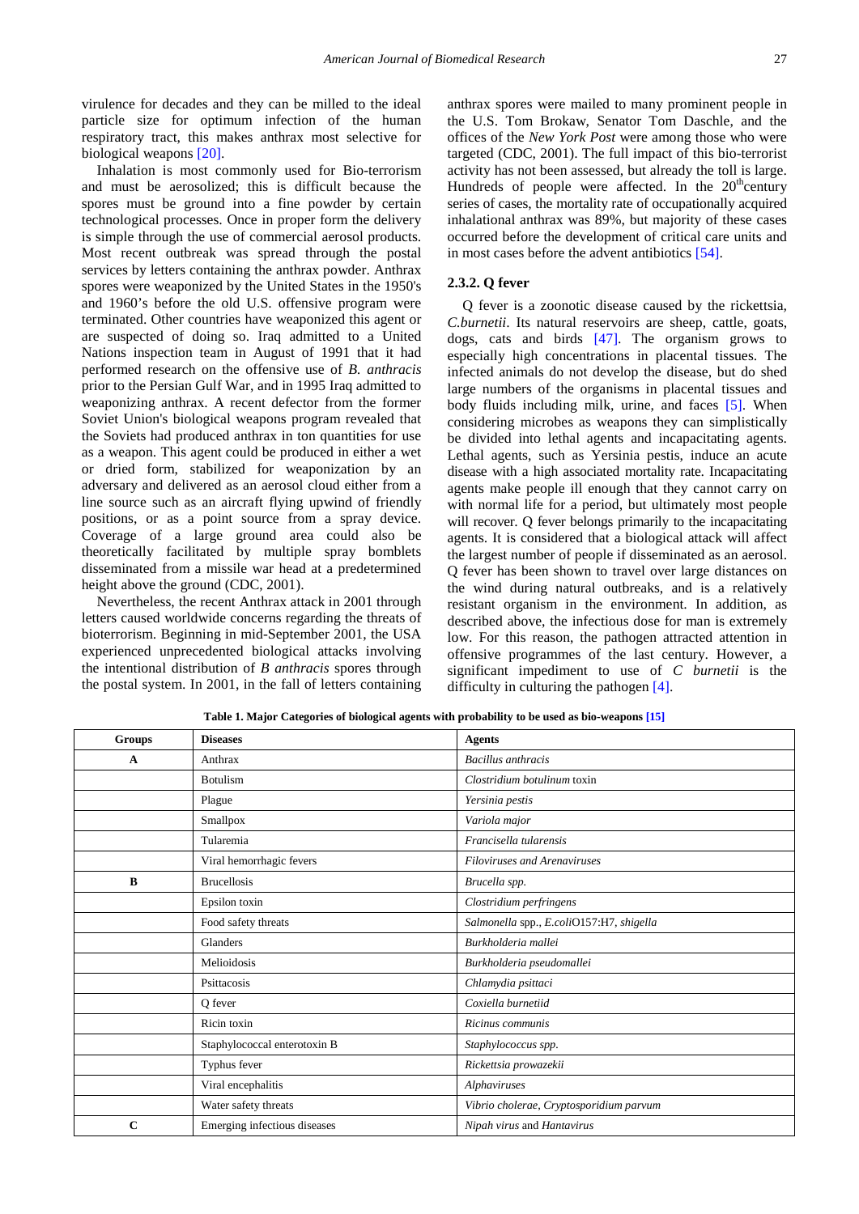virulence for decades and they can be milled to the ideal particle size for optimum infection of the human respiratory tract, this makes anthrax most selective for biological weapons [20].

Inhalation is most commonly used for Bio-terrorism and must be aerosolized; this is difficult because the spores must be ground into a fine powder by certain technological processes. Once in proper form the delivery is simple through the use of commercial aerosol products. Most recent outbreak was spread through the postal services by letters containing the anthrax powder. Anthrax spores were weaponized by the United States in the 1950's and 1960's before the old U.S. offensive program were terminated. Other countries have weaponized this agent or are suspected of doing so. Iraq admitted to a United Nations inspection team in August of 1991 that it had performed research on the offensive use of *B. anthracis* prior to the Persian Gulf War, and in 1995 Iraq admitted to weaponizing anthrax. A recent defector from the former Soviet Union's biological weapons program revealed that the Soviets had produced anthrax in ton quantities for use as a weapon. This agent could be produced in either a wet or dried form, stabilized for weaponization by an adversary and delivered as an aerosol cloud either from a line source such as an aircraft flying upwind of friendly positions, or as a point source from a spray device. Coverage of a large ground area could also be theoretically facilitated by multiple spray bomblets disseminated from a missile war head at a predetermined height above the ground (CDC, 2001).

Nevertheless, the recent Anthrax attack in 2001 through letters caused worldwide concerns regarding the threats of bioterrorism. Beginning in mid-September 2001, the USA experienced unprecedented biological attacks involving the intentional distribution of *B anthracis* spores through the postal system. In 2001, in the fall of letters containing anthrax spores were mailed to many prominent people in the U.S. Tom Brokaw, Senator Tom Daschle, and the offices of the *New York Post* were among those who were targeted (CDC, 2001). The full impact of this bio-terrorist activity has not been assessed, but already the toll is large. Hundreds of people were affected. In the $20^{th}$century series of cases, the mortality rate of occupationally acquired inhalational anthrax was 89%, but majority of these cases occurred before the development of critical care units and in most cases before the advent antibiotics [54].

### 2.3.2. Q fever

Q fever is a zoonotic disease caused by the rickettsia, *C.burnetii*. Its natural reservoirs are sheep, cattle, goats, dogs, cats and birds [47]. The organism grows to especially high concentrations in placental tissues. The infected animals do not develop the disease, but do shed large numbers of the organisms in placental tissues and body fluids including milk, urine, and faces [5]. When considering microbes as weapons they can simplistically be divided into lethal agents and incapacitating agents. Lethal agents, such as Yersinia pestis, induce an acute disease with a high associated mortality rate. Incapacitating agents make people ill enough that they cannot carry on with normal life for a period, but ultimately most people will recover. Q fever belongs primarily to the incapacitating agents. It is considered that a biological attack will affect the largest number of people if disseminated as an aerosol. Q fever has been shown to travel over large distances on the wind during natural outbreaks, and is a relatively resistant organism in the environment. In addition, as described above, the infectious dose for man is extremely low. For this reason, the pathogen attracted attention in offensive programmes of the last century. However, a significant impediment to use of *C burnetii* is the difficulty in culturing the pathogen [4].

**Table 1. Major Categories of biological agents with probability to be used as bio-weapons [15]**

| Groups | Diseases | Agents |
|---|---|---|
| **A** | Anthrax | *Bacillus anthracis* |
| | Botulism | *Clostridium botulinum* toxin |
| | Plague | *Yersinia pestis* |
| | Smallpox | *Variola major* |
| | Tularemia | *Francisella tularensis* |
| | Viral hemorrhagic fevers | *Filoviruses and Arenaviruses* |
| **B** | Brucellosis | *Brucella spp.* |
| | Epsilon toxin | *Clostridium perfringens* |
| | Food safety threats | *Salmonella* spp., *E.coli*O157:H7, *shigella* |
| | Glanders | *Burkholderia mallei* |
| | Melioidosis | *Burkholderia pseudomallei* |
| | Psittacosis | *Chlamydia psittaci* |
| | Q fever | *Coxiella burnetiid* |
| | Ricin toxin | *Ricinus communis* |
| | Staphylococcal enterotoxin B | *Staphylococcus spp.* |
| | Typhus fever | *Rickettsia prowazekii* |
| | Viral encephalitis | *Alphaviruses* |
| | Water safety threats | *Vibrio cholerae, Cryptosporidium parvum* |
| **C** | Emerging infectious diseases | *Nipah virus* and *Hantavirus* |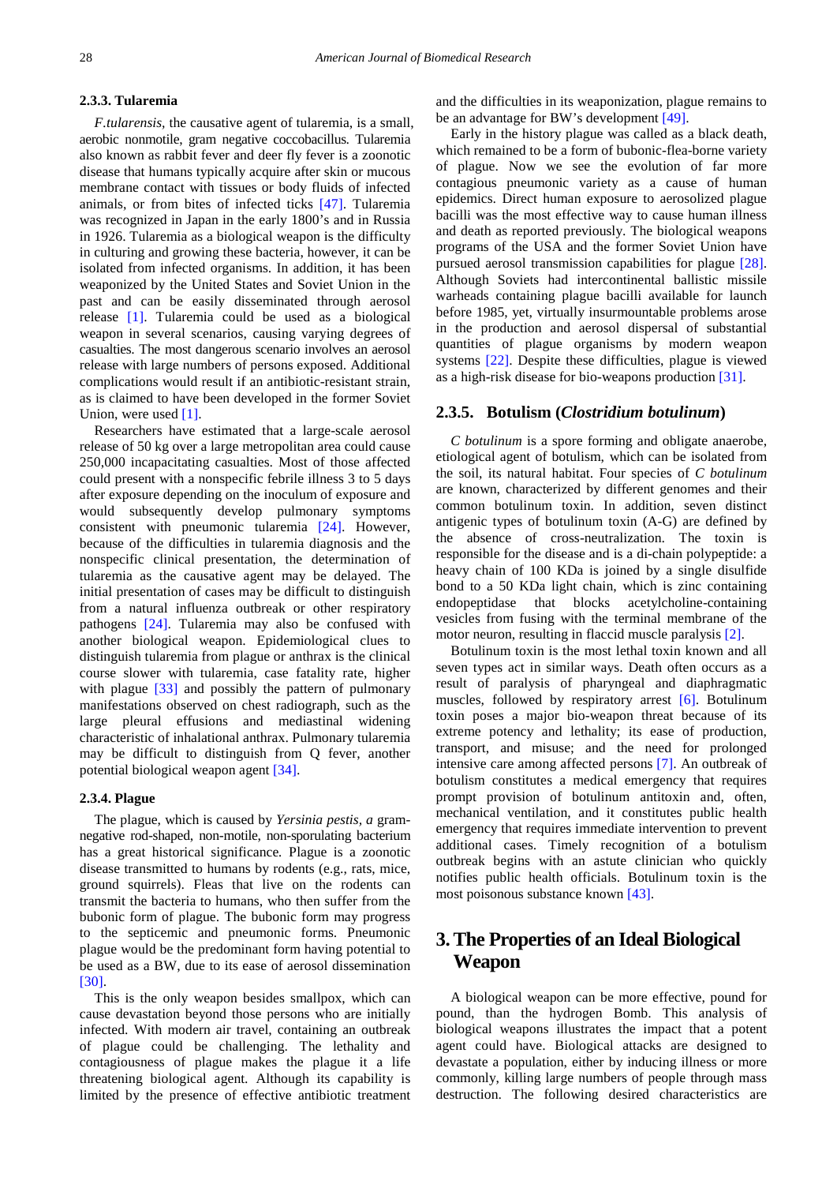#### 2.3.3. Tularemia

*F.tularensis*, the causative agent of tularemia, is a small, aerobic nonmotile, gram negative coccobacillus. Tularemia also known as rabbit fever and deer fly fever is a zoonotic disease that humans typically acquire after skin or mucous membrane contact with tissues or body fluids of infected animals, or from bites of infected ticks [47]. Tularemia was recognized in Japan in the early 1800's and in Russia in 1926. Tularemia as a biological weapon is the difficulty in culturing and growing these bacteria, however, it can be isolated from infected organisms. In addition, it has been weaponized by the United States and Soviet Union in the past and can be easily disseminated through aerosol release [1]. Tularemia could be used as a biological weapon in several scenarios, causing varying degrees of casualties. The most dangerous scenario involves an aerosol release with large numbers of persons exposed. Additional complications would result if an antibiotic-resistant strain, as is claimed to have been developed in the former Soviet Union, were used [1].

Researchers have estimated that a large-scale aerosol release of 50 kg over a large metropolitan area could cause 250,000 incapacitating casualties. Most of those affected could present with a nonspecific febrile illness 3 to 5 days after exposure depending on the inoculum of exposure and would subsequently develop pulmonary symptoms consistent with pneumonic tularemia [24]. However, because of the difficulties in tularemia diagnosis and the nonspecific clinical presentation, the determination of tularemia as the causative agent may be delayed. The initial presentation of cases may be difficult to distinguish from a natural influenza outbreak or other respiratory pathogens [24]. Tularemia may also be confused with another biological weapon. Epidemiological clues to distinguish tularemia from plague or anthrax is the clinical course slower with tularemia, case fatality rate, higher with plague [33] and possibly the pattern of pulmonary manifestations observed on chest radiograph, such as the large pleural effusions and mediastinal widening characteristic of inhalational anthrax. Pulmonary tularemia may be difficult to distinguish from Q fever, another potential biological weapon agent [34].

#### 2.3.4. Plague

The plague, which is caused by *Yersinia pestis, a* gram-negative rod-shaped, non-motile, non-sporulating bacterium has a great historical significance. Plague is a zoonotic disease transmitted to humans by rodents (e.g., rats, mice, ground squirrels). Fleas that live on the rodents can transmit the bacteria to humans, who then suffer from the bubonic form of plague. The bubonic form may progress to the septicemic and pneumonic forms. Pneumonic plague would be the predominant form having potential to be used as a BW, due to its ease of aerosol dissemination [30].

This is the only weapon besides smallpox, which can cause devastation beyond those persons who are initially infected. With modern air travel, containing an outbreak of plague could be challenging. The lethality and contagiousness of plague makes the plague it a life threatening biological agent. Although its capability is limited by the presence of effective antibiotic treatment and the difficulties in its weaponization, plague remains to be an advantage for BW's development [49].

Early in the history plague was called as a black death, which remained to be a form of bubonic-flea-borne variety of plague. Now we see the evolution of far more contagious pneumonic variety as a cause of human epidemics. Direct human exposure to aerosolized plague bacilli was the most effective way to cause human illness and death as reported previously. The biological weapons programs of the USA and the former Soviet Union have pursued aerosol transmission capabilities for plague [28]. Although Soviets had intercontinental ballistic missile warheads containing plague bacilli available for launch before 1985, yet, virtually insurmountable problems arose in the production and aerosol dispersal of substantial quantities of plague organisms by modern weapon systems [22]. Despite these difficulties, plague is viewed as a high-risk disease for bio-weapons production [31].

### 2.3.5. Botulism (*Clostridium botulinum*)

*C botulinum* is a spore forming and obligate anaerobe, etiological agent of botulism, which can be isolated from the soil, its natural habitat. Four species of *C botulinum* are known, characterized by different genomes and their common botulinum toxin. In addition, seven distinct antigenic types of botulinum toxin (A-G) are defined by the absence of cross-neutralization. The toxin is responsible for the disease and is a di-chain polypeptide: a heavy chain of 100 KDa is joined by a single disulfide bond to a 50 KDa light chain, which is zinc containing endopeptidase that blocks acetylcholine-containing vesicles from fusing with the terminal membrane of the motor neuron, resulting in flaccid muscle paralysis [2].

Botulinum toxin is the most lethal toxin known and all seven types act in similar ways. Death often occurs as a result of paralysis of pharyngeal and diaphragmatic muscles, followed by respiratory arrest [6]. Botulinum toxin poses a major bio-weapon threat because of its extreme potency and lethality; its ease of production, transport, and misuse; and the need for prolonged intensive care among affected persons [7]. An outbreak of botulism constitutes a medical emergency that requires prompt provision of botulinum antitoxin and, often, mechanical ventilation, and it constitutes public health emergency that requires immediate intervention to prevent additional cases. Timely recognition of a botulism outbreak begins with an astute clinician who quickly notifies public health officials. Botulinum toxin is the most poisonous substance known [43].

## 3. The Properties of an Ideal Biological Weapon

A biological weapon can be more effective, pound for pound, than the hydrogen Bomb. This analysis of biological weapons illustrates the impact that a potent agent could have. Biological attacks are designed to devastate a population, either by inducing illness or more commonly, killing large numbers of people through mass destruction. The following desired characteristics are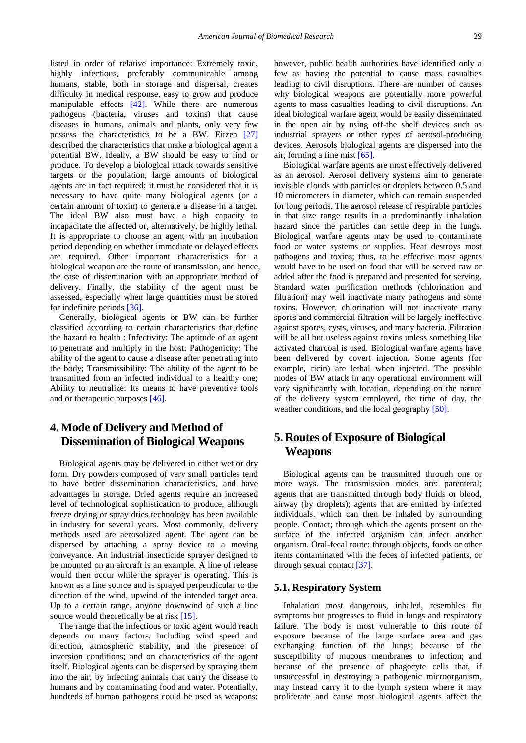listed in order of relative importance: Extremely toxic, highly infectious, preferably communicable among humans, stable, both in storage and dispersal, creates difficulty in medical response, easy to grow and produce manipulable effects [42]. While there are numerous pathogens (bacteria, viruses and toxins) that cause diseases in humans, animals and plants, only very few possess the characteristics to be a BW. Eitzen [27] described the characteristics that make a biological agent a potential BW. Ideally, a BW should be easy to find or produce. To develop a biological attack towards sensitive targets or the population, large amounts of biological agents are in fact required; it must be considered that it is necessary to have quite many biological agents (or a certain amount of toxin) to generate a disease in a target. The ideal BW also must have a high capacity to incapacitate the affected or, alternatively, be highly lethal. It is appropriate to choose an agent with an incubation period depending on whether immediate or delayed effects are required. Other important characteristics for a biological weapon are the route of transmission, and hence, the ease of dissemination with an appropriate method of delivery. Finally, the stability of the agent must be assessed, especially when large quantities must be stored for indefinite periods [36].

Generally, biological agents or BW can be further classified according to certain characteristics that define the hazard to health : Infectivity: The aptitude of an agent to penetrate and multiply in the host; Pathogenicity: The ability of the agent to cause a disease after penetrating into the body; Transmissibility: The ability of the agent to be transmitted from an infected individual to a healthy one; Ability to neutralize: Its means to have preventive tools and or therapeutic purposes [46].

## 4. Mode of Delivery and Method of Dissemination of Biological Weapons

Biological agents may be delivered in either wet or dry form. Dry powders composed of very small particles tend to have better dissemination characteristics, and have advantages in storage. Dried agents require an increased level of technological sophistication to produce, although freeze drying or spray dries technology has been available in industry for several years. Most commonly, delivery methods used are aerosolized agent. The agent can be dispersed by attaching a spray device to a moving conveyance. An industrial insecticide sprayer designed to be mounted on an aircraft is an example. A line of release would then occur while the sprayer is operating. This is known as a line source and is sprayed perpendicular to the direction of the wind, upwind of the intended target area. Up to a certain range, anyone downwind of such a line source would theoretically be at risk [15].

The range that the infectious or toxic agent would reach depends on many factors, including wind speed and direction, atmospheric stability, and the presence of inversion conditions; and on characteristics of the agent itself. Biological agents can be dispersed by spraying them into the air, by infecting animals that carry the disease to humans and by contaminating food and water. Potentially, hundreds of human pathogens could be used as weapons; however, public health authorities have identified only a few as having the potential to cause mass casualties leading to civil disruptions. There are number of causes why biological weapons are potentially more powerful agents to mass casualties leading to civil disruptions. An ideal biological warfare agent would be easily disseminated in the open air by using off-the shelf devices such as industrial sprayers or other types of aerosol-producing devices. Aerosols biological agents are dispersed into the air, forming a fine mist [65].

Biological warfare agents are most effectively delivered as an aerosol. Aerosol delivery systems aim to generate invisible clouds with particles or droplets between 0.5 and 10 micrometers in diameter, which can remain suspended for long periods. The aerosol release of respirable particles in that size range results in a predominantly inhalation hazard since the particles can settle deep in the lungs. Biological warfare agents may be used to contaminate food or water systems or supplies. Heat destroys most pathogens and toxins; thus, to be effective most agents would have to be used on food that will be served raw or added after the food is prepared and presented for serving. Standard water purification methods (chlorination and filtration) may well inactivate many pathogens and some toxins. However, chlorination will not inactivate many spores and commercial filtration will be largely ineffective against spores, cysts, viruses, and many bacteria. Filtration will be all but useless against toxins unless something like activated charcoal is used. Biological warfare agents have been delivered by covert injection. Some agents (for example, ricin) are lethal when injected. The possible modes of BW attack in any operational environment will vary significantly with location, depending on the nature of the delivery system employed, the time of day, the weather conditions, and the local geography [50].

## 5. Routes of Exposure of Biological Weapons

Biological agents can be transmitted through one or more ways. The transmission modes are: parenteral; agents that are transmitted through body fluids or blood, airway (by droplets); agents that are emitted by infected individuals, which can then be inhaled by surrounding people. Contact; through which the agents present on the surface of the infected organism can infect another organism. Oral-fecal route: through objects, foods or other items contaminated with the feces of infected patients, or through sexual contact [37].

### 5.1. Respiratory System

Inhalation most dangerous, inhaled, resembles flu symptoms but progresses to fluid in lungs and respiratory failure. The body is most vulnerable to this route of exposure because of the large surface area and gas exchanging function of the lungs; because of the susceptibility of mucous membranes to infection; and because of the presence of phagocyte cells that, if unsuccessful in destroying a pathogenic microorganism, may instead carry it to the lymph system where it may proliferate and cause most biological agents affect the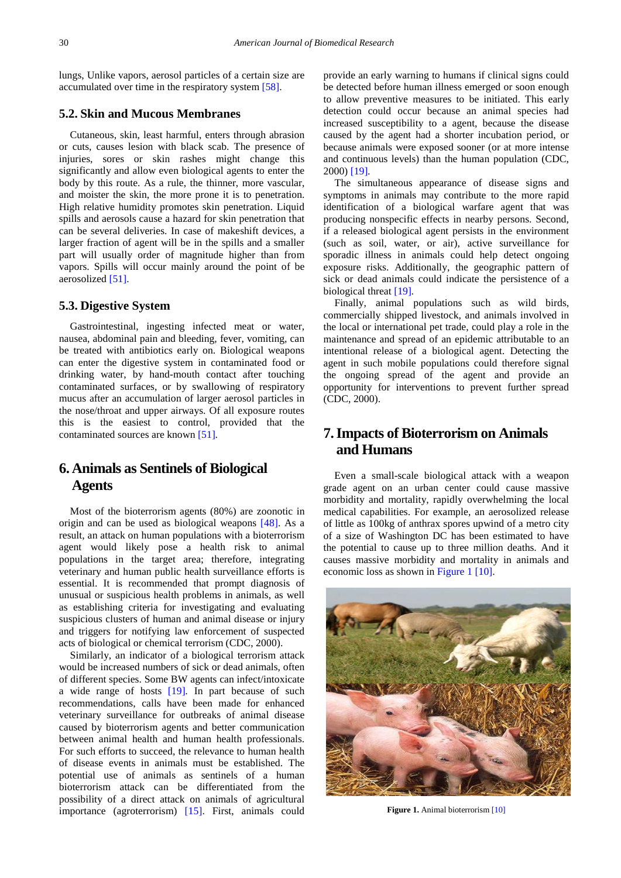lungs, Unlike vapors, aerosol particles of a certain size are accumulated over time in the respiratory system [58].

### 5.2. Skin and Mucous Membranes

Cutaneous, skin, least harmful, enters through abrasion or cuts, causes lesion with black scab. The presence of injuries, sores or skin rashes might change this significantly and allow even biological agents to enter the body by this route. As a rule, the thinner, more vascular, and moister the skin, the more prone it is to penetration. High relative humidity promotes skin penetration. Liquid spills and aerosols cause a hazard for skin penetration that can be several deliveries. In case of makeshift devices, a larger fraction of agent will be in the spills and a smaller part will usually order of magnitude higher than from vapors. Spills will occur mainly around the point of be aerosolized [51].

### 5.3. Digestive System

Gastrointestinal, ingesting infected meat or water, nausea, abdominal pain and bleeding, fever, vomiting, can be treated with antibiotics early on. Biological weapons can enter the digestive system in contaminated food or drinking water, by hand-mouth contact after touching contaminated surfaces, or by swallowing of respiratory mucus after an accumulation of larger aerosol particles in the nose/throat and upper airways. Of all exposure routes this is the easiest to control, provided that the contaminated sources are known [51].

## 6. Animals as Sentinels of Biological Agents

Most of the bioterrorism agents (80%) are zoonotic in origin and can be used as biological weapons [48]. As a result, an attack on human populations with a bioterrorism agent would likely pose a health risk to animal populations in the target area; therefore, integrating veterinary and human public health surveillance efforts is essential. It is recommended that prompt diagnosis of unusual or suspicious health problems in animals, as well as establishing criteria for investigating and evaluating suspicious clusters of human and animal disease or injury and triggers for notifying law enforcement of suspected acts of biological or chemical terrorism (CDC, 2000).

Similarly, an indicator of a biological terrorism attack would be increased numbers of sick or dead animals, often of different species. Some BW agents can infect/intoxicate a wide range of hosts [19]. In part because of such recommendations, calls have been made for enhanced veterinary surveillance for outbreaks of animal disease caused by bioterrorism agents and better communication between animal health and human health professionals. For such efforts to succeed, the relevance to human health of disease events in animals must be established. The potential use of animals as sentinels of a human bioterrorism attack can be differentiated from the possibility of a direct attack on animals of agricultural importance (agroterrorism) [15]. First, animals could provide an early warning to humans if clinical signs could be detected before human illness emerged or soon enough to allow preventive measures to be initiated. This early detection could occur because an animal species had increased susceptibility to a agent, because the disease caused by the agent had a shorter incubation period, or because animals were exposed sooner (or at more intense and continuous levels) than the human population (CDC, 2000) [19].

The simultaneous appearance of disease signs and symptoms in animals may contribute to the more rapid identification of a biological warfare agent that was producing nonspecific effects in nearby persons. Second, if a released biological agent persists in the environment (such as soil, water, or air), active surveillance for sporadic illness in animals could help detect ongoing exposure risks. Additionally, the geographic pattern of sick or dead animals could indicate the persistence of a biological threat [19].

Finally, animal populations such as wild birds, commercially shipped livestock, and animals involved in the local or international pet trade, could play a role in the maintenance and spread of an epidemic attributable to an intentional release of a biological agent. Detecting the agent in such mobile populations could therefore signal the ongoing spread of the agent and provide an opportunity for interventions to prevent further spread (CDC, 2000).

## 7. Impacts of Bioterrorism on Animals and Humans

Even a small-scale biological attack with a weapon grade agent on an urban center could cause massive morbidity and mortality, rapidly overwhelming the local medical capabilities. For example, an aerosolized release of little as 100kg of anthrax spores upwind of a metro city of a size of Washington DC has been estimated to have the potential to cause up to three million deaths. And it causes massive morbidity and mortality in animals and economic loss as shown in Figure 1 [10].

**Figure 1.** Animal bioterrorism [10]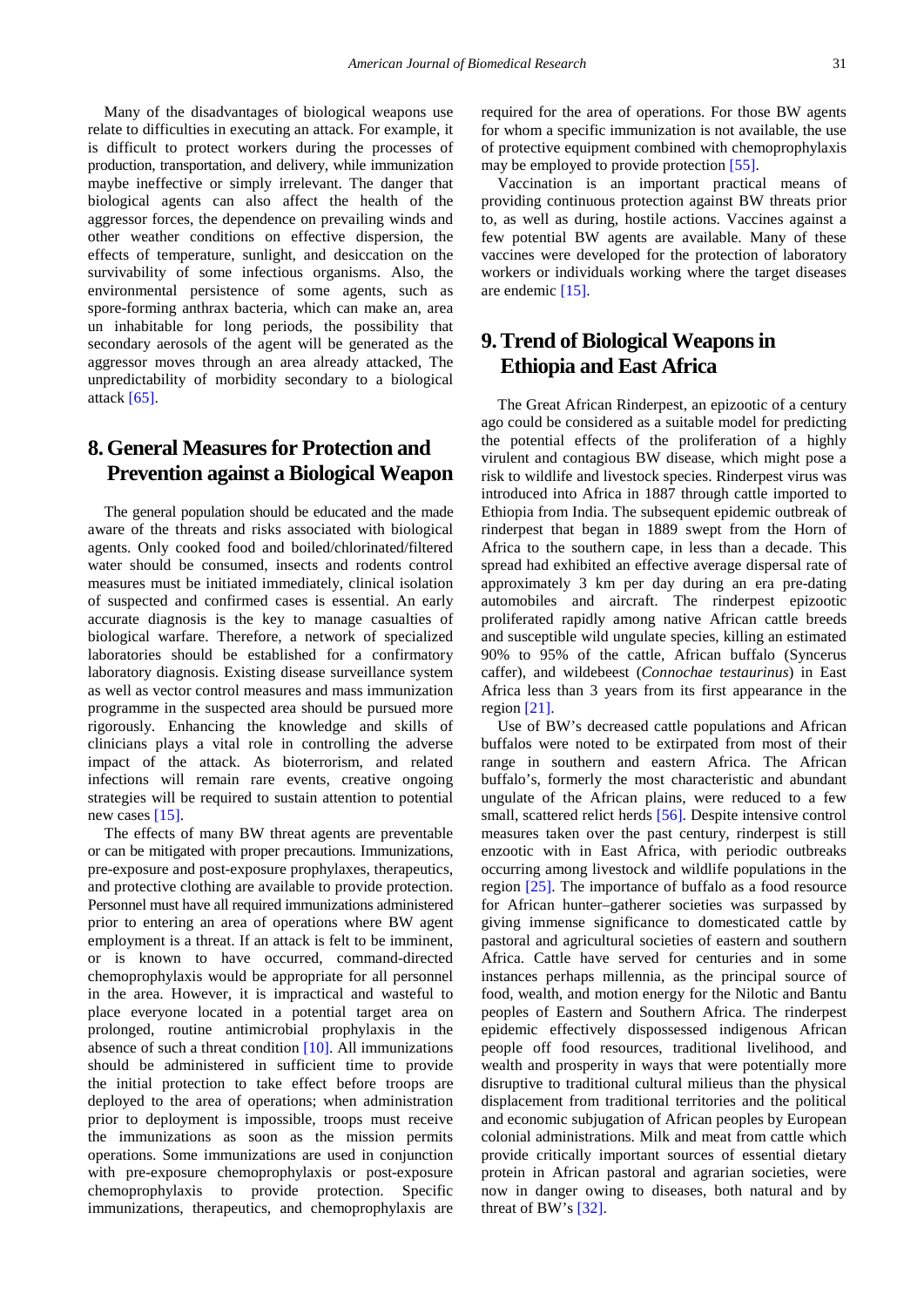Many of the disadvantages of biological weapons use relate to difficulties in executing an attack. For example, it is difficult to protect workers during the processes of production, transportation, and delivery, while immunization maybe ineffective or simply irrelevant. The danger that biological agents can also affect the health of the aggressor forces, the dependence on prevailing winds and other weather conditions on effective dispersion, the effects of temperature, sunlight, and desiccation on the survivability of some infectious organisms. Also, the environmental persistence of some agents, such as spore-forming anthrax bacteria, which can make an, area un inhabitable for long periods, the possibility that secondary aerosols of the agent will be generated as the aggressor moves through an area already attacked, The unpredictability of morbidity secondary to a biological attack [65].

## 8. General Measures for Protection and Prevention against a Biological Weapon

The general population should be educated and the made aware of the threats and risks associated with biological agents. Only cooked food and boiled/chlorinated/filtered water should be consumed, insects and rodents control measures must be initiated immediately, clinical isolation of suspected and confirmed cases is essential. An early accurate diagnosis is the key to manage casualties of biological warfare. Therefore, a network of specialized laboratories should be established for a confirmatory laboratory diagnosis. Existing disease surveillance system as well as vector control measures and mass immunization programme in the suspected area should be pursued more rigorously. Enhancing the knowledge and skills of clinicians plays a vital role in controlling the adverse impact of the attack. As bioterrorism, and related infections will remain rare events, creative ongoing strategies will be required to sustain attention to potential new cases [15].

The effects of many BW threat agents are preventable or can be mitigated with proper precautions. Immunizations, pre-exposure and post-exposure prophylaxes, therapeutics, and protective clothing are available to provide protection. Personnel must have all required immunizations administered prior to entering an area of operations where BW agent employment is a threat. If an attack is felt to be imminent, or is known to have occurred, command-directed chemoprophylaxis would be appropriate for all personnel in the area. However, it is impractical and wasteful to place everyone located in a potential target area on prolonged, routine antimicrobial prophylaxis in the absence of such a threat condition [10]. All immunizations should be administered in sufficient time to provide the initial protection to take effect before troops are deployed to the area of operations; when administration prior to deployment is impossible, troops must receive the immunizations as soon as the mission permits operations. Some immunizations are used in conjunction with pre-exposure chemoprophylaxis or post-exposure chemoprophylaxis to provide protection. Specific immunizations, therapeutics, and chemoprophylaxis are required for the area of operations. For those BW agents for whom a specific immunization is not available, the use of protective equipment combined with chemoprophylaxis may be employed to provide protection [55].

Vaccination is an important practical means of providing continuous protection against BW threats prior to, as well as during, hostile actions. Vaccines against a few potential BW agents are available. Many of these vaccines were developed for the protection of laboratory workers or individuals working where the target diseases are endemic [15].

## 9. Trend of Biological Weapons in Ethiopia and East Africa

The Great African Rinderpest, an epizootic of a century ago could be considered as a suitable model for predicting the potential effects of the proliferation of a highly virulent and contagious BW disease, which might pose a risk to wildlife and livestock species. Rinderpest virus was introduced into Africa in 1887 through cattle imported to Ethiopia from India. The subsequent epidemic outbreak of rinderpest that began in 1889 swept from the Horn of Africa to the southern cape, in less than a decade. This spread had exhibited an effective average dispersal rate of approximately 3 km per day during an era pre-dating automobiles and aircraft. The rinderpest epizootic proliferated rapidly among native African cattle breeds and susceptible wild ungulate species, killing an estimated 90% to 95% of the cattle, African buffalo (Syncerus caffer), and wildebeest (*Connochae testaurinus*) in East Africa less than 3 years from its first appearance in the region [21].

Use of BW's decreased cattle populations and African buffalos were noted to be extirpated from most of their range in southern and eastern Africa. The African buffalo's, formerly the most characteristic and abundant ungulate of the African plains, were reduced to a few small, scattered relict herds [56]. Despite intensive control measures taken over the past century, rinderpest is still enzootic with in East Africa, with periodic outbreaks occurring among livestock and wildlife populations in the region [25]. The importance of buffalo as a food resource for African hunter–gatherer societies was surpassed by giving immense significance to domesticated cattle by pastoral and agricultural societies of eastern and southern Africa. Cattle have served for centuries and in some instances perhaps millennia, as the principal source of food, wealth, and motion energy for the Nilotic and Bantu peoples of Eastern and Southern Africa. The rinderpest epidemic effectively dispossessed indigenous African people off food resources, traditional livelihood, and wealth and prosperity in ways that were potentially more disruptive to traditional cultural milieus than the physical displacement from traditional territories and the political and economic subjugation of African peoples by European colonial administrations. Milk and meat from cattle which provide critically important sources of essential dietary protein in African pastoral and agrarian societies, were now in danger owing to diseases, both natural and by threat of BW's [32].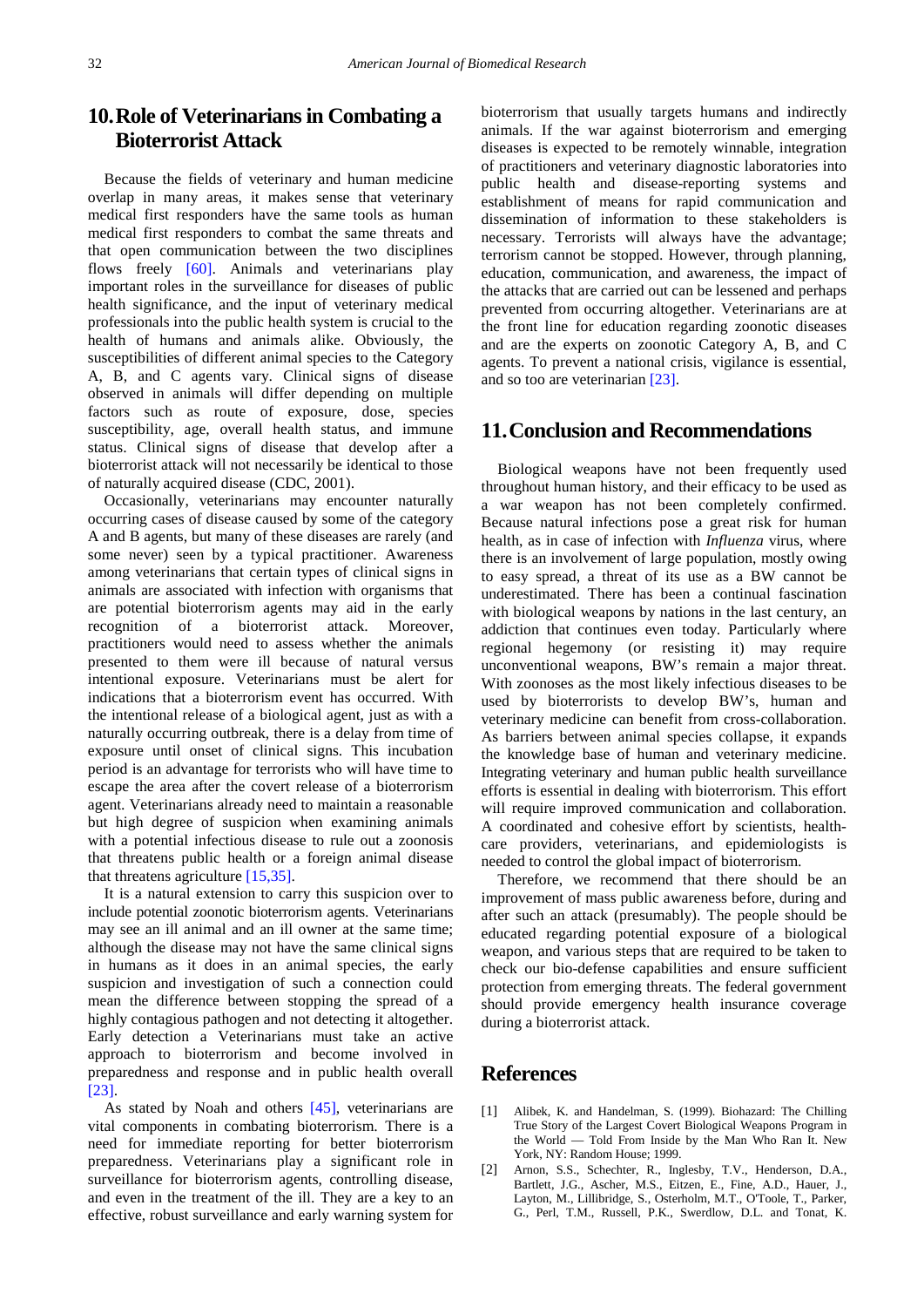## 10. Role of Veterinarians in Combating a Bioterrorist Attack

Because the fields of veterinary and human medicine overlap in many areas, it makes sense that veterinary medical first responders have the same tools as human medical first responders to combat the same threats and that open communication between the two disciplines flows freely [60]. Animals and veterinarians play important roles in the surveillance for diseases of public health significance, and the input of veterinary medical professionals into the public health system is crucial to the health of humans and animals alike. Obviously, the susceptibilities of different animal species to the Category A, B, and C agents vary. Clinical signs of disease observed in animals will differ depending on multiple factors such as route of exposure, dose, species susceptibility, age, overall health status, and immune status. Clinical signs of disease that develop after a bioterrorist attack will not necessarily be identical to those of naturally acquired disease (CDC, 2001).

Occasionally, veterinarians may encounter naturally occurring cases of disease caused by some of the category A and B agents, but many of these diseases are rarely (and some never) seen by a typical practitioner. Awareness among veterinarians that certain types of clinical signs in animals are associated with infection with organisms that are potential bioterrorism agents may aid in the early recognition of a bioterrorist attack. Moreover, practitioners would need to assess whether the animals presented to them were ill because of natural versus intentional exposure. Veterinarians must be alert for indications that a bioterrorism event has occurred. With the intentional release of a biological agent, just as with a naturally occurring outbreak, there is a delay from time of exposure until onset of clinical signs. This incubation period is an advantage for terrorists who will have time to escape the area after the covert release of a bioterrorism agent. Veterinarians already need to maintain a reasonable but high degree of suspicion when examining animals with a potential infectious disease to rule out a zoonosis that threatens public health or a foreign animal disease that threatens agriculture [15,35].

It is a natural extension to carry this suspicion over to include potential zoonotic bioterrorism agents. Veterinarians may see an ill animal and an ill owner at the same time; although the disease may not have the same clinical signs in humans as it does in an animal species, the early suspicion and investigation of such a connection could mean the difference between stopping the spread of a highly contagious pathogen and not detecting it altogether. Early detection a Veterinarians must take an active approach to bioterrorism and become involved in preparedness and response and in public health overall [23].

As stated by Noah and others [45], veterinarians are vital components in combating bioterrorism. There is a need for immediate reporting for better bioterrorism preparedness. Veterinarians play a significant role in surveillance for bioterrorism agents, controlling disease, and even in the treatment of the ill. They are a key to an effective, robust surveillance and early warning system for bioterrorism that usually targets humans and indirectly animals. If the war against bioterrorism and emerging diseases is expected to be remotely winnable, integration of practitioners and veterinary diagnostic laboratories into public health and disease-reporting systems and establishment of means for rapid communication and dissemination of information to these stakeholders is necessary. Terrorists will always have the advantage; terrorism cannot be stopped. However, through planning, education, communication, and awareness, the impact of the attacks that are carried out can be lessened and perhaps prevented from occurring altogether. Veterinarians are at the front line for education regarding zoonotic diseases and are the experts on zoonotic Category A, B, and C agents. To prevent a national crisis, vigilance is essential, and so too are veterinarian [23].

## 11. Conclusion and Recommendations

Biological weapons have not been frequently used throughout human history, and their efficacy to be used as a war weapon has not been completely confirmed. Because natural infections pose a great risk for human health, as in case of infection with *Influenza* virus, where there is an involvement of large population, mostly owing to easy spread, a threat of its use as a BW cannot be underestimated. There has been a continual fascination with biological weapons by nations in the last century, an addiction that continues even today. Particularly where regional hegemony (or resisting it) may require unconventional weapons, BW's remain a major threat. With zoonoses as the most likely infectious diseases to be used by bioterrorists to develop BW's, human and veterinary medicine can benefit from cross-collaboration. As barriers between animal species collapse, it expands the knowledge base of human and veterinary medicine. Integrating veterinary and human public health surveillance efforts is essential in dealing with bioterrorism. This effort will require improved communication and collaboration. A coordinated and cohesive effort by scientists, health-care providers, veterinarians, and epidemiologists is needed to control the global impact of bioterrorism.

Therefore, we recommend that there should be an improvement of mass public awareness before, during and after such an attack (presumably). The people should be educated regarding potential exposure of a biological weapon, and various steps that are required to be taken to check our bio-defense capabilities and ensure sufficient protection from emerging threats. The federal government should provide emergency health insurance coverage during a bioterrorist attack.

## References

[1] Alibek, K. and Handelman, S. (1999). Biohazard: The Chilling True Story of the Largest Covert Biological Weapons Program in the World — Told From Inside by the Man Who Ran It. New York, NY: Random House; 1999.

[2] Arnon, S.S., Schechter, R., Inglesby, T.V., Henderson, D.A., Bartlett, J.G., Ascher, M.S., Eitzen, E., Fine, A.D., Hauer, J., Layton, M., Lillibridge, S., Osterholm, M.T., O'Toole, T., Parker, G., Perl, T.M., Russell, P.K., Swerdlow, D.L. and Tonat, K.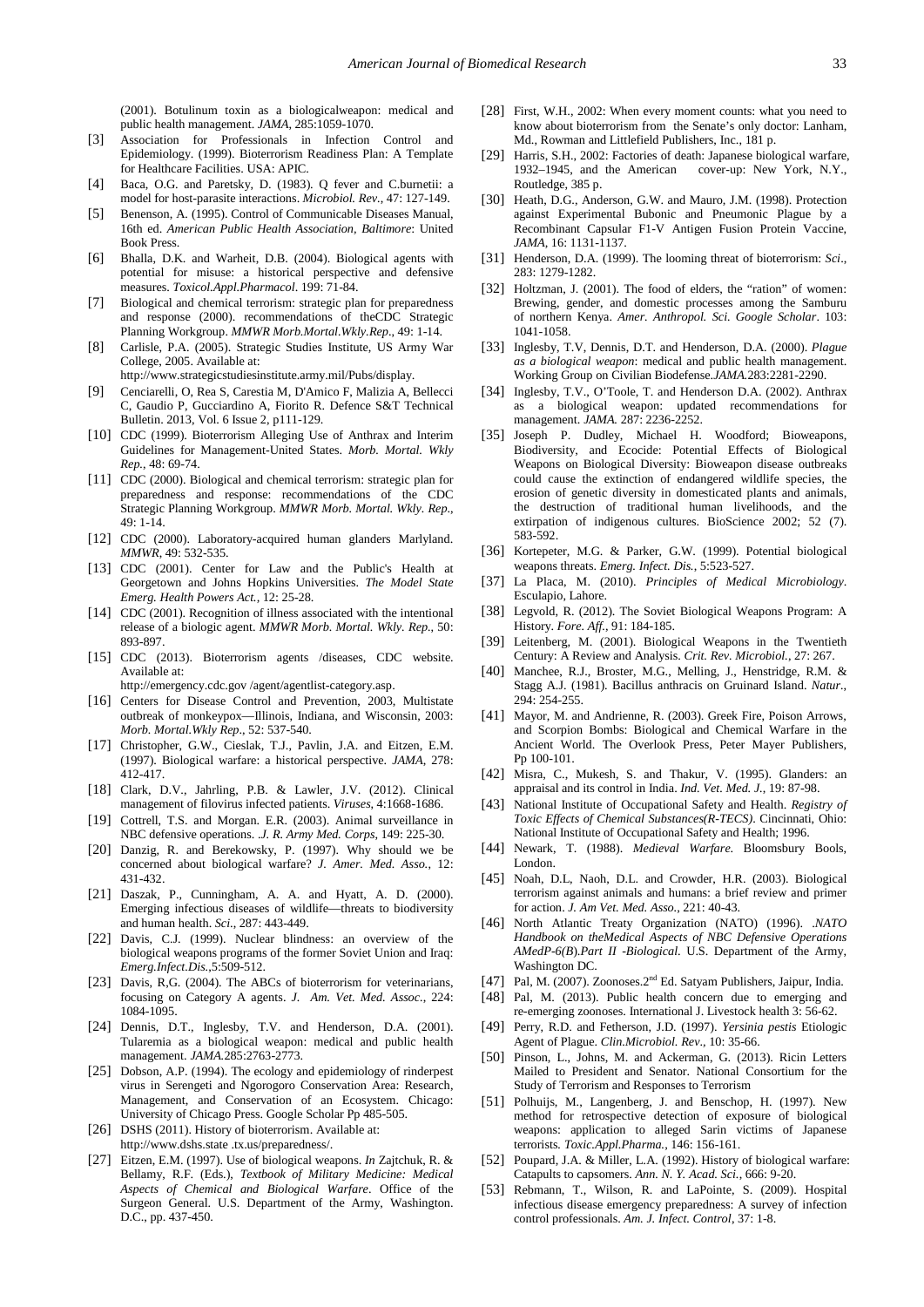(2001). Botulinum toxin as a biologicalweapon: medical and public health management. *JAMA*, 285:1059-1070.

[3] Association for Professionals in Infection Control and Epidemiology. (1999). Bioterrorism Readiness Plan: A Template for Healthcare Facilities. USA: APIC.

[4] Baca, O.G. and Paretsky, D. (1983). Q fever and C.burnetii: a model for host-parasite interactions. *Microbiol. Rev*., 47: 127-149.

[5] Benenson, A. (1995). Control of Communicable Diseases Manual, 16th ed. *American Public Health Association, Baltimore*: United Book Press.

[6] Bhalla, D.K. and Warheit, D.B. (2004). Biological agents with potential for misuse: a historical perspective and defensive measures. *Toxicol.Appl.Pharmacol*. 199: 71-84.

[7] Biological and chemical terrorism: strategic plan for preparedness and response (2000). recommendations of theCDC Strategic Planning Workgroup. *MMWR Morb.Mortal.Wkly.Rep*., 49: 1-14.

[8] Carlisle, P.A. (2005). Strategic Studies Institute, US Army War College, 2005. Available at: http://www.strategicstudiesinstitute.army.mil/Pubs/display.

[9] Cenciarelli, O, Rea S, Carestia M, D'Amico F, Malizia A, Bellecci C, Gaudio P, Gucciardino A, Fiorito R. Defence S&T Technical Bulletin. 2013, Vol. 6 Issue 2, p111-129.

[10] CDC (1999). Bioterrorism Alleging Use of Anthrax and Interim Guidelines for Management-United States. *Morb. Mortal. Wkly Rep.*, 48: 69-74.

[11] CDC (2000). Biological and chemical terrorism: strategic plan for preparedness and response: recommendations of the CDC Strategic Planning Workgroup. *MMWR Morb. Mortal. Wkly. Rep*., 49: 1-14.

[12] CDC (2000). Laboratory-acquired human glanders Marlyland. *MMWR*, 49: 532-535.

[13] CDC (2001). Center for Law and the Public's Health at Georgetown and Johns Hopkins Universities. *The Model State Emerg. Health Powers Act.*, 12: 25-28.

[14] CDC (2001). Recognition of illness associated with the intentional release of a biologic agent. *MMWR Morb. Mortal. Wkly. Rep*., 50: 893-897.

[15] CDC (2013). Bioterrorism agents /diseases, CDC website. Available at: http://emergency.cdc.gov /agent/agentlist-category.asp.

[16] Centers for Disease Control and Prevention, 2003, Multistate outbreak of monkeypox—Illinois, Indiana, and Wisconsin, 2003: *Morb. Mortal.Wkly Rep*., 52: 537-540.

[17] Christopher, G.W., Cieslak, T.J., Pavlin, J.A. and Eitzen, E.M. (1997). Biological warfare: a historical perspective. *JAMA*, 278: 412-417.

[18] Clark, D.V., Jahrling, P.B. & Lawler, J.V. (2012). Clinical management of filovirus infected patients. *Viruses*, 4:1668-1686.

[19] Cottrell, T.S. and Morgan. E.R. (2003). Animal surveillance in NBC defensive operations. *.J. R. Army Med. Corps*, 149: 225-30.

[20] Danzig, R. and Berekowsky, P. (1997). Why should we be concerned about biological warfare? *J. Amer. Med. Asso.*, 12: 431-432.

[21] Daszak, P., Cunningham, A. A. and Hyatt, A. D. (2000). Emerging infectious diseases of wildlife—threats to biodiversity and human health. *Sci*., 287: 443-449.

[22] Davis, C.J. (1999). Nuclear blindness: an overview of the biological weapons programs of the former Soviet Union and Iraq: *Emerg.Infect.Dis.*,5:509-512.

[23] Davis, R,G. (2004). The ABCs of bioterrorism for veterinarians, focusing on Category A agents. *J. Am. Vet. Med. Assoc.*, 224: 1084-1095.

[24] Dennis, D.T., Inglesby, T.V. and Henderson, D.A. (2001). Tularemia as a biological weapon: medical and public health management. *JAMA.*285:2763-2773.

[25] Dobson, A.P. (1994). The ecology and epidemiology of rinderpest virus in Serengeti and Ngorogoro Conservation Area: Research, Management, and Conservation of an Ecosystem. Chicago: University of Chicago Press. Google Scholar Pp 485-505.

[26] DSHS (2011). History of bioterrorism. Available at: http://www.dshs.state .tx.us/preparedness/.

[27] Eitzen, E.M. (1997). Use of biological weapons. *In* Zajtchuk, R. & Bellamy, R.F. (Eds.), *Textbook of Military Medicine: Medical Aspects of Chemical and Biological Warfare*. Office of the Surgeon General. U.S. Department of the Army, Washington. D.C., pp. 437-450.

[28] First, W.H., 2002: When every moment counts: what you need to know about bioterrorism from the Senate's only doctor: Lanham, Md., Rowman and Littlefield Publishers, Inc., 181 p.

[29] Harris, S.H., 2002: Factories of death: Japanese biological warfare, 1932–1945, and the American cover-up: New York, N.Y., Routledge, 385 p.

[30] Heath, D.G., Anderson, G.W. and Mauro, J.M. (1998). Protection against Experimental Bubonic and Pneumonic Plague by a Recombinant Capsular F1-V Antigen Fusion Protein Vaccine, *JAMA*, 16: 1131-1137.

[31] Henderson, D.A. (1999). The looming threat of bioterrorism: *Sci*., 283: 1279-1282.

[32] Holtzman, J. (2001). The food of elders, the "ration" of women: Brewing, gender, and domestic processes among the Samburu of northern Kenya. *Amer. Anthropol. Sci. Google Scholar*. 103: 1041-1058.

[33] Inglesby, T.V, Dennis, D.T. and Henderson, D.A. (2000). *Plague as a biological weapon*: medical and public health management. Working Group on Civilian Biodefense.*JAMA.*283:2281-2290.

[34] Inglesby, T.V., O'Toole, T. and Henderson D.A. (2002). Anthrax as a biological weapon: updated recommendations for management. *JAMA.* 287: 2236-2252.

[35] Joseph P. Dudley, Michael H. Woodford; Bioweapons, Biodiversity, and Ecocide: Potential Effects of Biological Weapons on Biological Diversity: Bioweapon disease outbreaks could cause the extinction of endangered wildlife species, the erosion of genetic diversity in domesticated plants and animals, the destruction of traditional human livelihoods, and the extirpation of indigenous cultures. BioScience 2002; 52 (7). 583-592.

[36] Kortepeter, M.G. & Parker, G.W. (1999). Potential biological weapons threats. *Emerg. Infect. Dis.*, 5:523-527.

[37] La Placa, M. (2010). *Principles of Medical Microbiology*. Esculapio, Lahore.

[38] Legvold, R. (2012). The Soviet Biological Weapons Program: A History. *Fore. Aff.*, 91: 184-185.

[39] Leitenberg, M. (2001). Biological Weapons in the Twentieth Century: A Review and Analysis. *Crit. Rev. Microbiol.*, 27: 267.

[40] Manchee, R.J., Broster, M.G., Melling, J., Henstridge, R.M. & Stagg A.J. (1981). Bacillus anthracis on Gruinard Island. *Natur*., 294: 254-255.

[41] Mayor, M. and Andrienne, R. (2003). Greek Fire, Poison Arrows, and Scorpion Bombs: Biological and Chemical Warfare in the Ancient World. The Overlook Press, Peter Mayer Publishers, Pp 100-101.

[42] Misra, C., Mukesh, S. and Thakur, V. (1995). Glanders: an appraisal and its control in India. *Ind. Vet. Med. J.*, 19: 87-98.

[43] National Institute of Occupational Safety and Health. *Registry of Toxic Effects of Chemical Substances(R-TECS)*. Cincinnati, Ohio: National Institute of Occupational Safety and Health; 1996.

[44] Newark, T. (1988). *Medieval Warfare*. Bloomsbury Bools, London.

[45] Noah, D.L, Naoh, D.L. and Crowder, H.R. (2003). Biological terrorism against animals and humans: a brief review and primer for action. *J. Am Vet. Med. Asso.*, 221: 40-43.

[46] North Atlantic Treaty Organization (NATO) (1996). *.NATO Handbook on theMedical Aspects of NBC Defensive Operations AMedP-6(B).Part II -Biological*. U.S. Department of the Army, Washington DC.

[47] Pal, M. (2007). Zoonoses.2nd Ed. Satyam Publishers, Jaipur, India.

[48] Pal, M. (2013). Public health concern due to emerging and re-emerging zoonoses. International J. Livestock health 3: 56-62.

[49] Perry, R.D. and Fetherson, J.D. (1997). *Yersinia pestis* Etiologic Agent of Plague. *Clin.Microbiol. Rev*., 10: 35-66.

[50] Pinson, L., Johns, M. and Ackerman, G. (2013). Ricin Letters Mailed to President and Senator. National Consortium for the Study of Terrorism and Responses to Terrorism

[51] Polhuijs, M., Langenberg, J. and Benschop, H. (1997). New method for retrospective detection of exposure of biological weapons: application to alleged Sarin victims of Japanese terrorists. *Toxic.Appl.Pharma.*, 146: 156-161.

[52] Poupard, J.A. & Miller, L.A. (1992). History of biological warfare: Catapults to capsomers. *Ann. N. Y. Acad. Sci.*, 666: 9-20.

[53] Rebmann, T., Wilson, R. and LaPointe, S. (2009). Hospital infectious disease emergency preparedness: A survey of infection control professionals. *Am. J. Infect. Control*, 37: 1-8.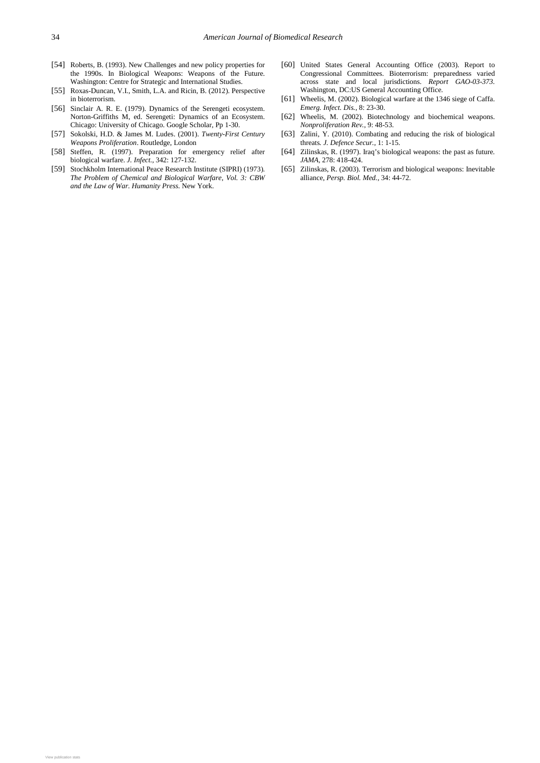[54] Roberts, B. (1993). New Challenges and new policy properties for the 1990s. In Biological Weapons: Weapons of the Future. Washington: Centre for Strategic and International Studies.

[55] Roxas-Duncan, V.I., Smith, L.A. and Ricin, B. (2012). Perspective in bioterrorism.

[56] Sinclair A. R. E. (1979). Dynamics of the Serengeti ecosystem. Norton-Griffiths M, ed. Serengeti: Dynamics of an Ecosystem. Chicago: University of Chicago. Google Scholar, Pp 1-30.

[57] Sokolski, H.D. & James M. Ludes. (2001). *Twenty-First Century Weapons Proliferation*. Routledge, London

[58] Steffen, R. (1997). Preparation for emergency relief after biological warfare. *J. Infect.*, 342: 127-132.

[59] Stochkholm International Peace Research Institute (SIPRI) (1973). *The Problem of Chemical and Biological Warfare, Vol. 3: CBW and the Law of War. Humanity Press.* New York.

[60] United States General Accounting Office (2003). Report to Congressional Committees. Bioterrorism: preparedness varied across state and local jurisdictions. *Report GAO-03-373*. Washington, DC:US General Accounting Office.

[61] Wheelis, M. (2002). Biological warfare at the 1346 siege of Caffa. *Emerg. Infect. Dis.*, 8: 23-30.

[62] Wheelis, M. (2002). Biotechnology and biochemical weapons. *Nonproliferation Rev.*, 9: 48-53.

[63] Zalini, Y. (2010). Combating and reducing the risk of biological threats. *J. Defence Secur.*, 1: 1-15.

[64] Zilinskas, R. (1997). Iraq's biological weapons: the past as future. *JAMA*, 278: 418-424.

[65] Zilinskas, R. (2003). Terrorism and biological weapons: Inevitable alliance, *Persp. Biol. Med.*, 34: 44-72.